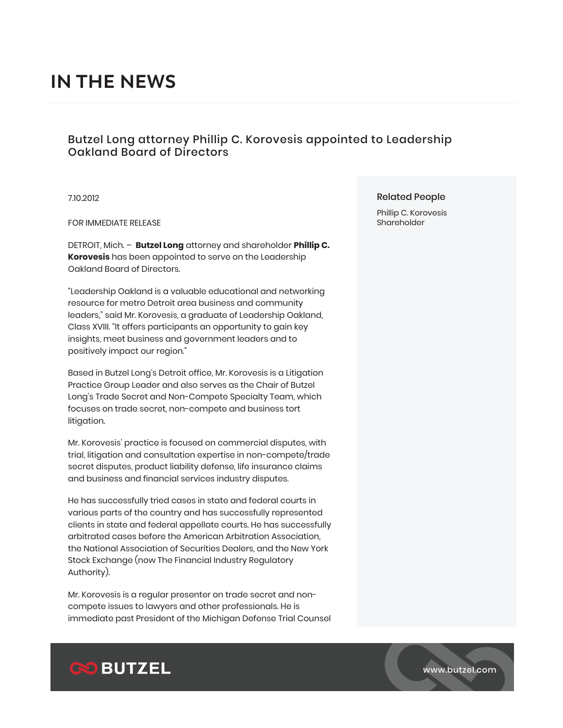# IN THE NEWS

## Butzel Long attorney Phillip C. Korovesis appointed to Leadership Oakland Board of Directors

7.10.2012

FOR IMMEDIATE RELEASE

DETROIT, Mich. – **Butzel Long** attorney and shareholder **Phillip C. Korovesis** has been appointed to serve on the Leadership Oakland Board of Directors.

"Leadership Oakland is a valuable educational and networking resource for metro Detroit area business and community leaders," said Mr. Korovesis, a graduate of Leadership Oakland, Class XVIII. "It offers participants an opportunity to gain key insights, meet business and government leaders and to positively impact our region."

Based in Butzel Long's Detroit office, Mr. Korovesis is a Litigation Practice Group Leader and also serves as the Chair of Butzel Long's Trade Secret and Non-Compete Specialty Team, which focuses on trade secret, non-compete and business tort litigation.

Mr. Korovesis' practice is focused on commercial disputes, with trial, litigation and consultation expertise in non-compete/trade secret disputes, product liability defense, life insurance claims and business and financial services industry disputes.

He has successfully tried cases in state and federal courts in various parts of the country and has successfully represented clients in state and federal appellate courts. He has successfully arbitrated cases before the American Arbitration Association, the National Association of Securities Dealers, and the New York Stock Exchange (now The Financial Industry Regulatory Authority).

Mr. Korovesis is a regular presenter on trade secret and non-compete issues to lawyers and other professionals. He is immediate past President of the Michigan Defense Trial Counsel

### Related People

Phillip C. Korovesis
Shareholder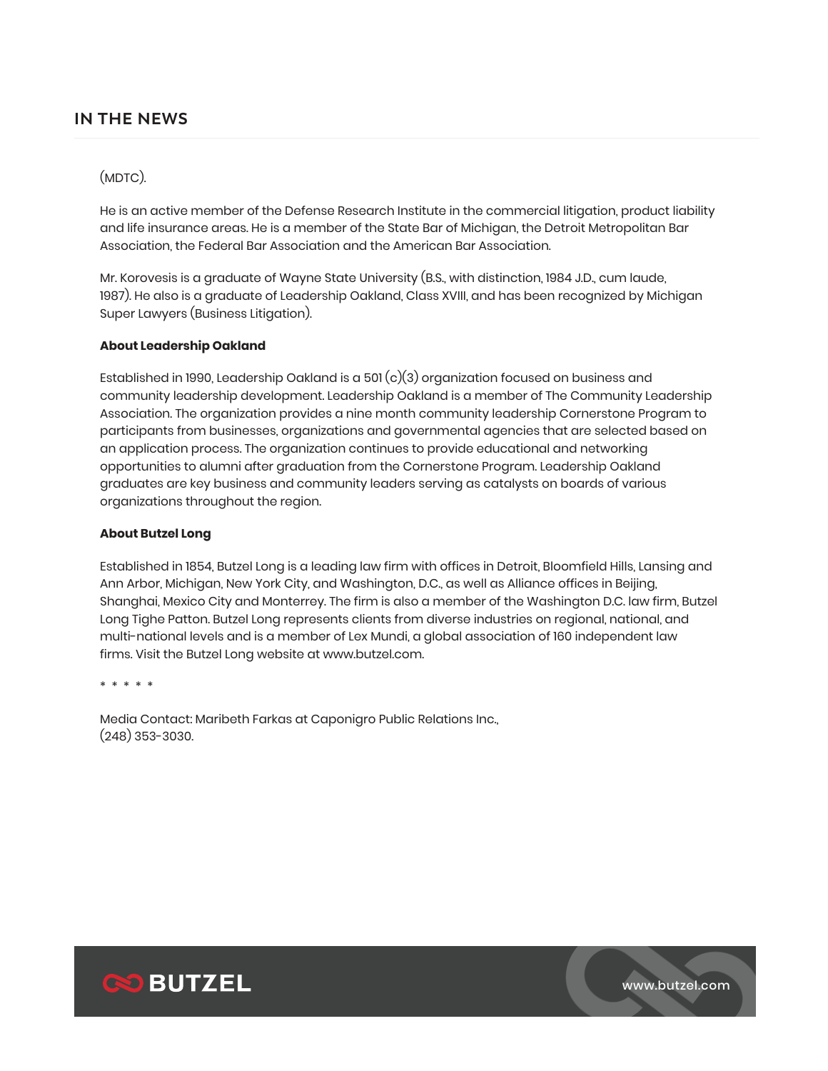(MDTC).

He is an active member of the Defense Research Institute in the commercial litigation, product liability and life insurance areas. He is a member of the State Bar of Michigan, the Detroit Metropolitan Bar Association, the Federal Bar Association and the American Bar Association.

Mr. Korovesis is a graduate of Wayne State University (B.S., with distinction, 1984 J.D., cum laude, 1987). He also is a graduate of Leadership Oakland, Class XVIII, and has been recognized by Michigan Super Lawyers (Business Litigation).

**About Leadership Oakland**

Established in 1990, Leadership Oakland is a 501 (c)(3) organization focused on business and community leadership development. Leadership Oakland is a member of The Community Leadership Association. The organization provides a nine month community leadership Cornerstone Program to participants from businesses, organizations and governmental agencies that are selected based on an application process. The organization continues to provide educational and networking opportunities to alumni after graduation from the Cornerstone Program. Leadership Oakland graduates are key business and community leaders serving as catalysts on boards of various organizations throughout the region.

**About Butzel Long**

Established in 1854, Butzel Long is a leading law firm with offices in Detroit, Bloomfield Hills, Lansing and Ann Arbor, Michigan, New York City, and Washington, D.C., as well as Alliance offices in Beijing, Shanghai, Mexico City and Monterrey. The firm is also a member of the Washington D.C. law firm, Butzel Long Tighe Patton. Butzel Long represents clients from diverse industries on regional, national, and multi-national levels and is a member of Lex Mundi, a global association of 160 independent law firms. Visit the Butzel Long website at www.butzel.com.

* * * * *

Media Contact: Maribeth Farkas at Caponigro Public Relations Inc., (248) 353-3030.